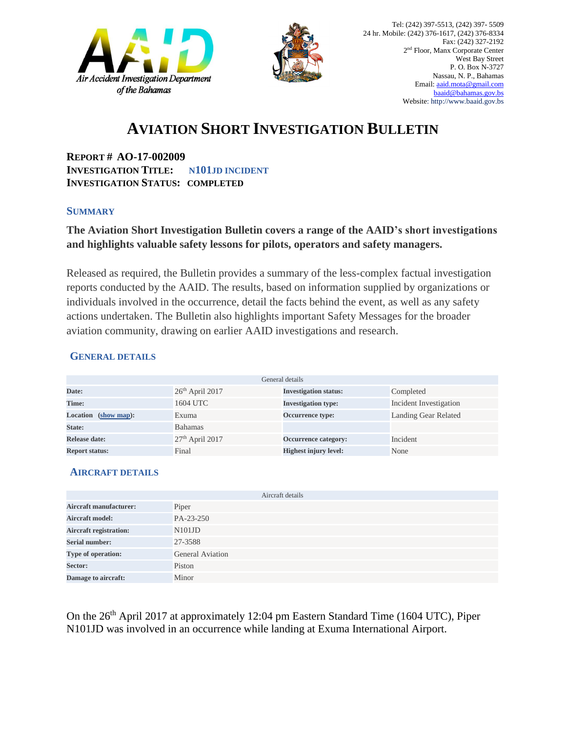Air Accident Investigation Department of the Bahamas

Tel: (242) 397-5513, (242) 397- 5509
24 hr. Mobile: (242) 376-1617, (242) 376-8334
Fax: (242) 327-2192
2nd Floor, Manx Corporate Center
West Bay Street
P. O. Box N-3727
Nassau, N. P., Bahamas
Email: aaid.mota@gmail.com
baaid@bahamas.gov.bs
Website: http://www.baaid.gov.bs

# AVIATION SHORT INVESTIGATION BULLETIN

**REPORT # AO-17-002009**
**INVESTIGATION TITLE: N101JD INCIDENT**
**INVESTIGATION STATUS: COMPLETED**

## SUMMARY

**The Aviation Short Investigation Bulletin covers a range of the AAID's short investigations and highlights valuable safety lessons for pilots, operators and safety managers.**

Released as required, the Bulletin provides a summary of the less-complex factual investigation reports conducted by the AAID. The results, based on information supplied by organizations or individuals involved in the occurrence, detail the facts behind the event, as well as any safety actions undertaken. The Bulletin also highlights important Safety Messages for the broader aviation community, drawing on earlier AAID investigations and research.

## GENERAL DETAILS

| General details | | | |
|---|---|---|---|
| **Date:** | 26th April 2017 | **Investigation status:** | Completed |
| **Time:** | 1604 UTC | **Investigation type:** | Incident Investigation |
| **Location (show map):** | Exuma | **Occurrence type:** | Landing Gear Related |
| **State:** | Bahamas | | |
| **Release date:** | 27th April 2017 | **Occurrence category:** | Incident |
| **Report status:** | Final | **Highest injury level:** | None |

## AIRCRAFT DETAILS

| Aircraft details | |
|---|---|
| **Aircraft manufacturer:** | Piper |
| **Aircraft model:** | PA-23-250 |
| **Aircraft registration:** | N101JD |
| **Serial number:** | 27-3588 |
| **Type of operation:** | General Aviation |
| **Sector:** | Piston |
| **Damage to aircraft:** | Minor |

On the 26th April 2017 at approximately 12:04 pm Eastern Standard Time (1604 UTC), Piper N101JD was involved in an occurrence while landing at Exuma International Airport.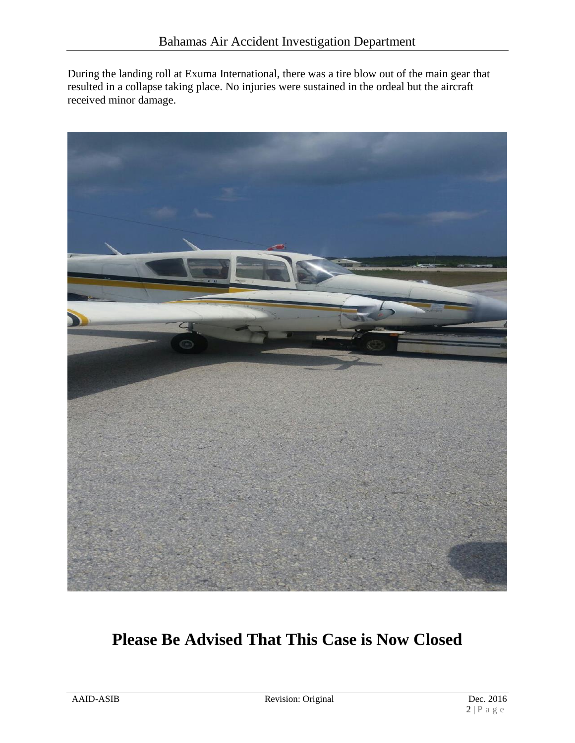During the landing roll at Exuma International, there was a tire blow out of the main gear that resulted in a collapse taking place. No injuries were sustained in the ordeal but the aircraft received minor damage.

# Please Be Advised That This Case is Now Closed